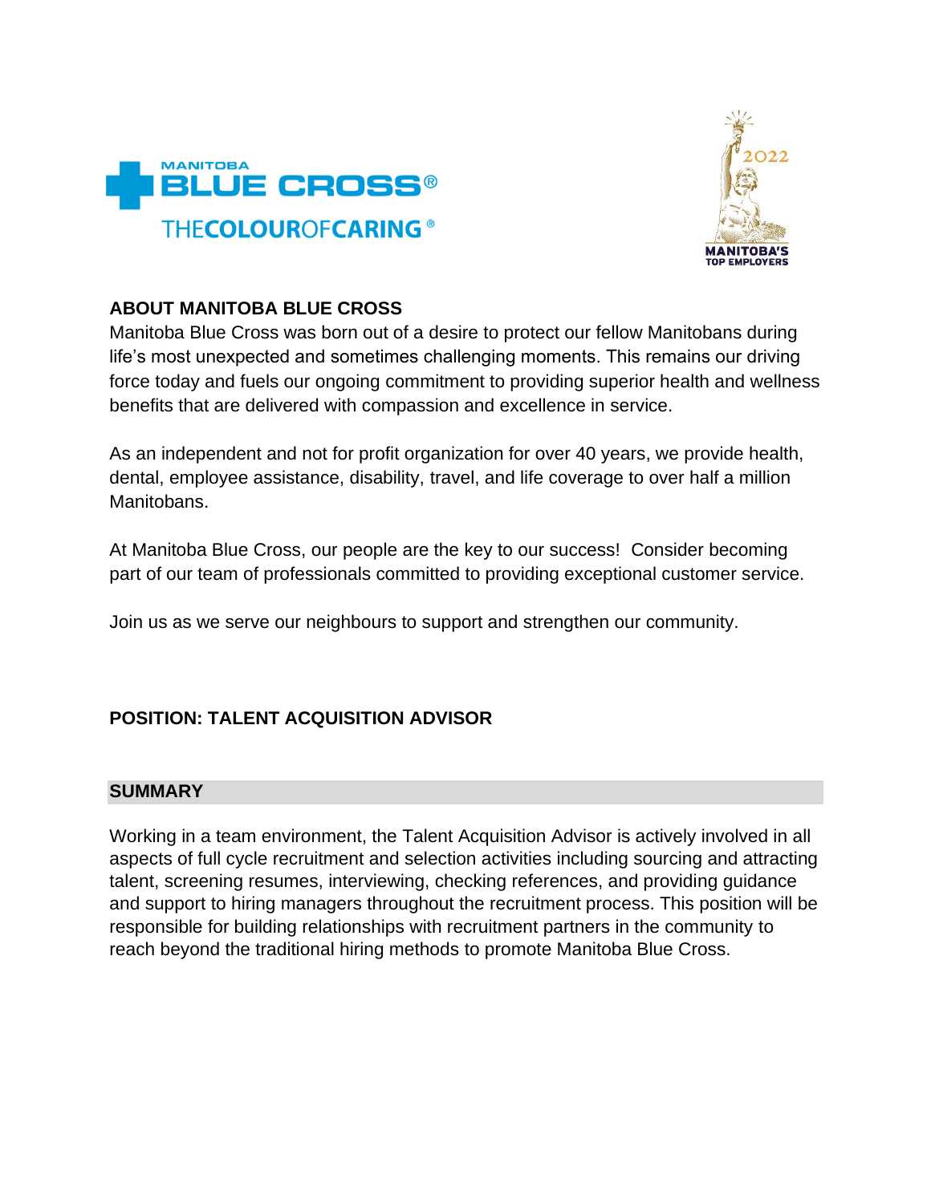MANITOBA BLUE CROSS®

THECOLOUROFCARING®

2022 MANITOBA'S TOP EMPLOYERS

## ABOUT MANITOBA BLUE CROSS

Manitoba Blue Cross was born out of a desire to protect our fellow Manitobans during life's most unexpected and sometimes challenging moments. This remains our driving force today and fuels our ongoing commitment to providing superior health and wellness benefits that are delivered with compassion and excellence in service.

As an independent and not for profit organization for over 40 years, we provide health, dental, employee assistance, disability, travel, and life coverage to over half a million Manitobans.

At Manitoba Blue Cross, our people are the key to our success! Consider becoming part of our team of professionals committed to providing exceptional customer service.

Join us as we serve our neighbours to support and strengthen our community.

## POSITION: TALENT ACQUISITION ADVISOR

### SUMMARY

Working in a team environment, the Talent Acquisition Advisor is actively involved in all aspects of full cycle recruitment and selection activities including sourcing and attracting talent, screening resumes, interviewing, checking references, and providing guidance and support to hiring managers throughout the recruitment process. This position will be responsible for building relationships with recruitment partners in the community to reach beyond the traditional hiring methods to promote Manitoba Blue Cross.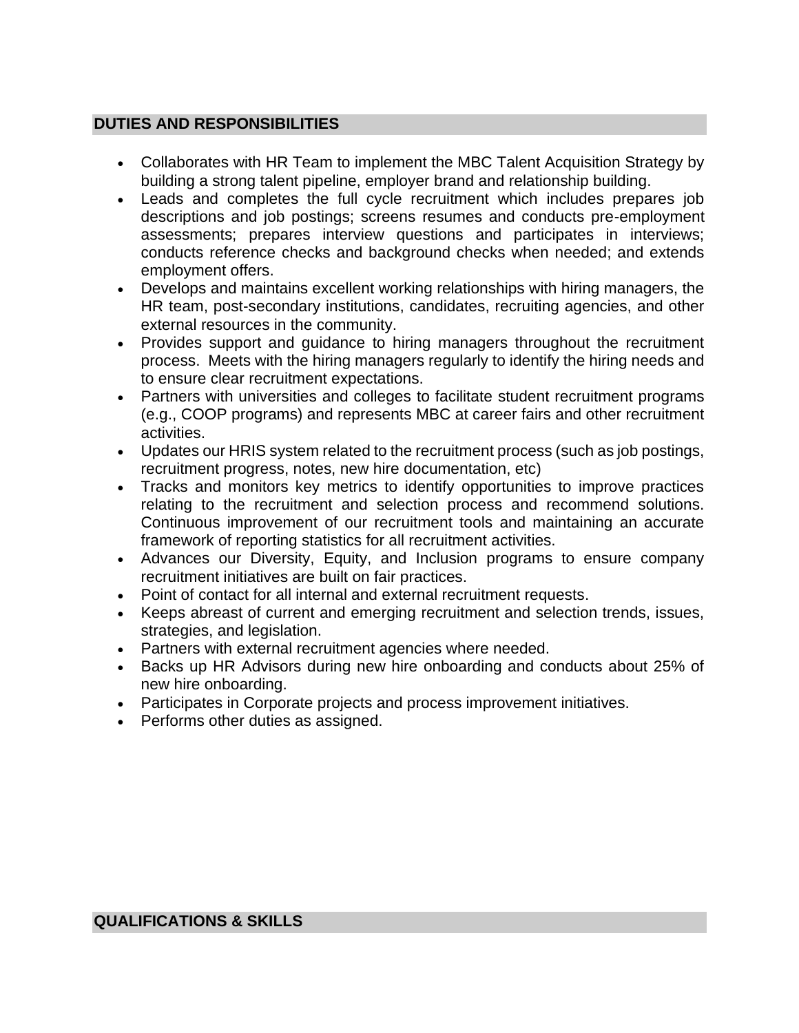## DUTIES AND RESPONSIBILITIES

- Collaborates with HR Team to implement the MBC Talent Acquisition Strategy by building a strong talent pipeline, employer brand and relationship building.
- Leads and completes the full cycle recruitment which includes prepares job descriptions and job postings; screens resumes and conducts pre-employment assessments; prepares interview questions and participates in interviews; conducts reference checks and background checks when needed; and extends employment offers.
- Develops and maintains excellent working relationships with hiring managers, the HR team, post-secondary institutions, candidates, recruiting agencies, and other external resources in the community.
- Provides support and guidance to hiring managers throughout the recruitment process. Meets with the hiring managers regularly to identify the hiring needs and to ensure clear recruitment expectations.
- Partners with universities and colleges to facilitate student recruitment programs (e.g., COOP programs) and represents MBC at career fairs and other recruitment activities.
- Updates our HRIS system related to the recruitment process (such as job postings, recruitment progress, notes, new hire documentation, etc)
- Tracks and monitors key metrics to identify opportunities to improve practices relating to the recruitment and selection process and recommend solutions. Continuous improvement of our recruitment tools and maintaining an accurate framework of reporting statistics for all recruitment activities.
- Advances our Diversity, Equity, and Inclusion programs to ensure company recruitment initiatives are built on fair practices.
- Point of contact for all internal and external recruitment requests.
- Keeps abreast of current and emerging recruitment and selection trends, issues, strategies, and legislation.
- Partners with external recruitment agencies where needed.
- Backs up HR Advisors during new hire onboarding and conducts about 25% of new hire onboarding.
- Participates in Corporate projects and process improvement initiatives.
- Performs other duties as assigned.

## QUALIFICATIONS & SKILLS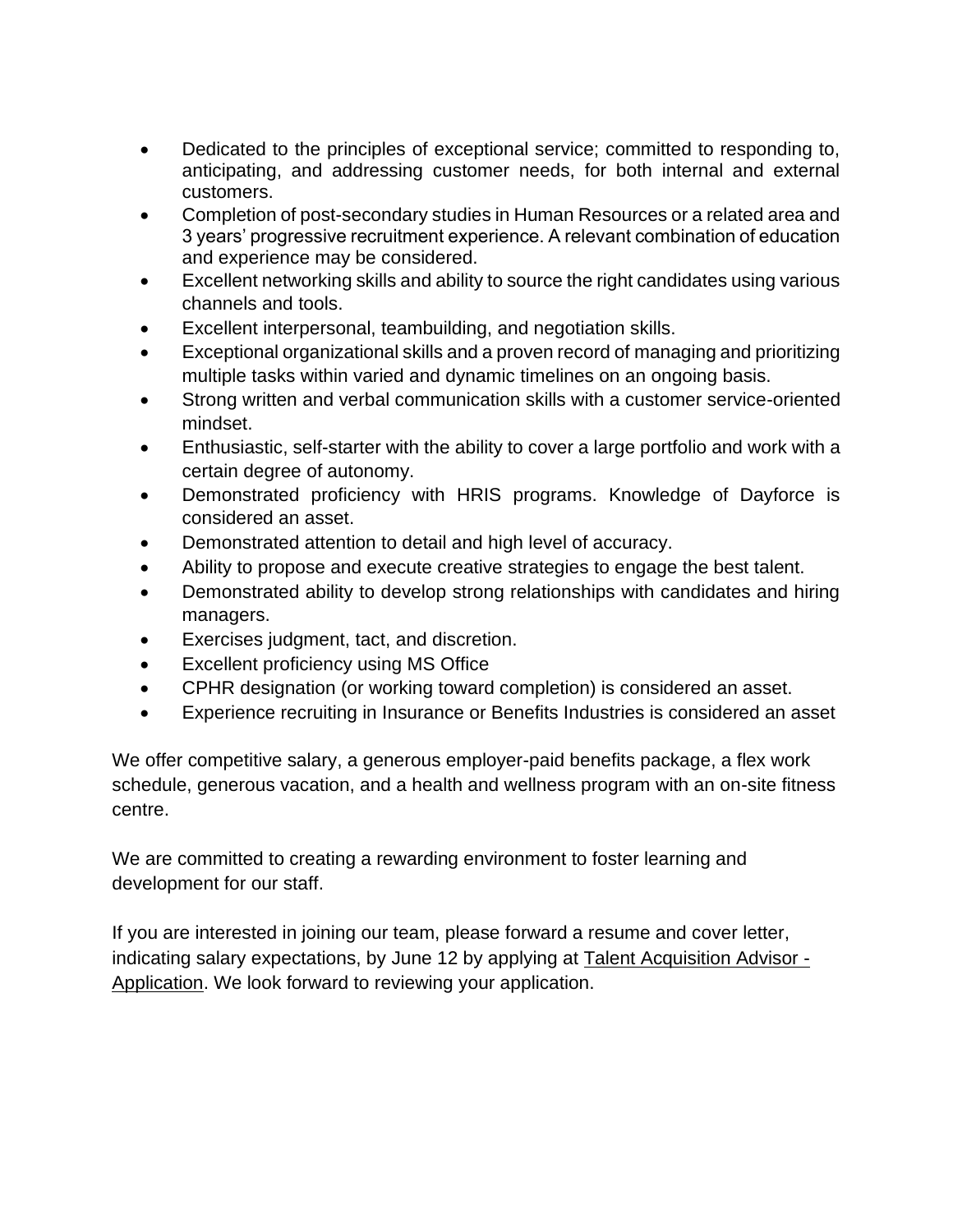- Dedicated to the principles of exceptional service; committed to responding to, anticipating, and addressing customer needs, for both internal and external customers.
- Completion of post-secondary studies in Human Resources or a related area and 3 years' progressive recruitment experience. A relevant combination of education and experience may be considered.
- Excellent networking skills and ability to source the right candidates using various channels and tools.
- Excellent interpersonal, teambuilding, and negotiation skills.
- Exceptional organizational skills and a proven record of managing and prioritizing multiple tasks within varied and dynamic timelines on an ongoing basis.
- Strong written and verbal communication skills with a customer service-oriented mindset.
- Enthusiastic, self-starter with the ability to cover a large portfolio and work with a certain degree of autonomy.
- Demonstrated proficiency with HRIS programs. Knowledge of Dayforce is considered an asset.
- Demonstrated attention to detail and high level of accuracy.
- Ability to propose and execute creative strategies to engage the best talent.
- Demonstrated ability to develop strong relationships with candidates and hiring managers.
- Exercises judgment, tact, and discretion.
- Excellent proficiency using MS Office
- CPHR designation (or working toward completion) is considered an asset.
- Experience recruiting in Insurance or Benefits Industries is considered an asset

We offer competitive salary, a generous employer-paid benefits package, a flex work schedule, generous vacation, and a health and wellness program with an on-site fitness centre.

We are committed to creating a rewarding environment to foster learning and development for our staff.

If you are interested in joining our team, please forward a resume and cover letter, indicating salary expectations, by June 12 by applying at Talent Acquisition Advisor - Application. We look forward to reviewing your application.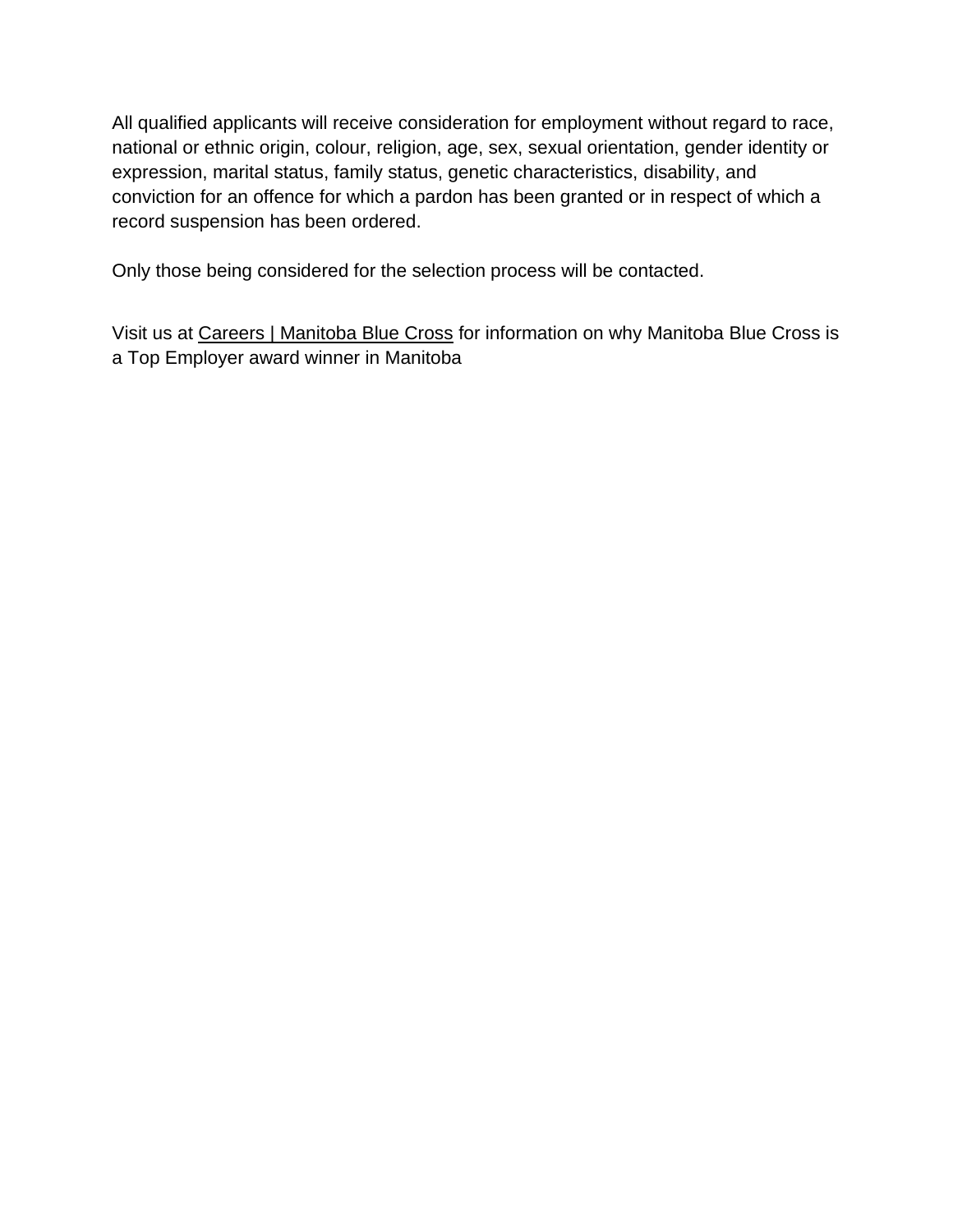All qualified applicants will receive consideration for employment without regard to race, national or ethnic origin, colour, religion, age, sex, sexual orientation, gender identity or expression, marital status, family status, genetic characteristics, disability, and conviction for an offence for which a pardon has been granted or in respect of which a record suspension has been ordered.

Only those being considered for the selection process will be contacted.

Visit us at Careers | Manitoba Blue Cross for information on why Manitoba Blue Cross is a Top Employer award winner in Manitoba